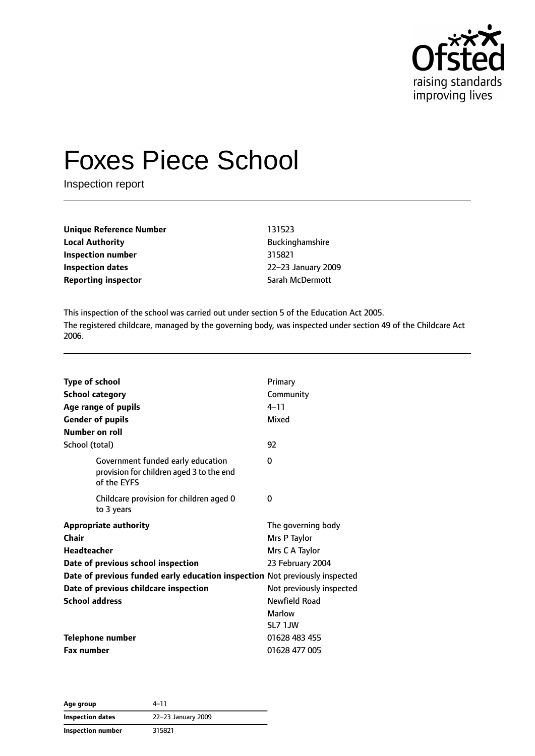# Foxes Piece School

Inspection report

| | |
|---|---|
| **Unique Reference Number** | 131523 |
| **Local Authority** | Buckinghamshire |
| **Inspection number** | 315821 |
| **Inspection dates** | 22–23 January 2009 |
| **Reporting inspector** | Sarah McDermott |

This inspection of the school was carried out under section 5 of the Education Act 2005.

The registered childcare, managed by the governing body, was inspected under section 49 of the Childcare Act 2006.

| | |
|---|---|
| **Type of school** | Primary |
| **School category** | Community |
| **Age range of pupils** | 4–11 |
| **Gender of pupils** | Mixed |
| **Number on roll** | |
| School (total) | 92 |
| Government funded early education provision for children aged 3 to the end of the EYFS | 0 |
| Childcare provision for children aged 0 to 3 years | 0 |
| **Appropriate authority** | The governing body |
| **Chair** | Mrs P Taylor |
| **Headteacher** | Mrs C A Taylor |
| **Date of previous school inspection** | 23 February 2004 |
| **Date of previous funded early education inspection** | Not previously inspected |
| **Date of previous childcare inspection** | Not previously inspected |
| **School address** | Newfield Road<br>Marlow<br>SL7 1JW |
| **Telephone number** | 01628 483 455 |
| **Fax number** | 01628 477 005 |

| | |
|---|---|
| **Age group** | 4–11 |
| **Inspection dates** | 22–23 January 2009 |
| **Inspection number** | 315821 |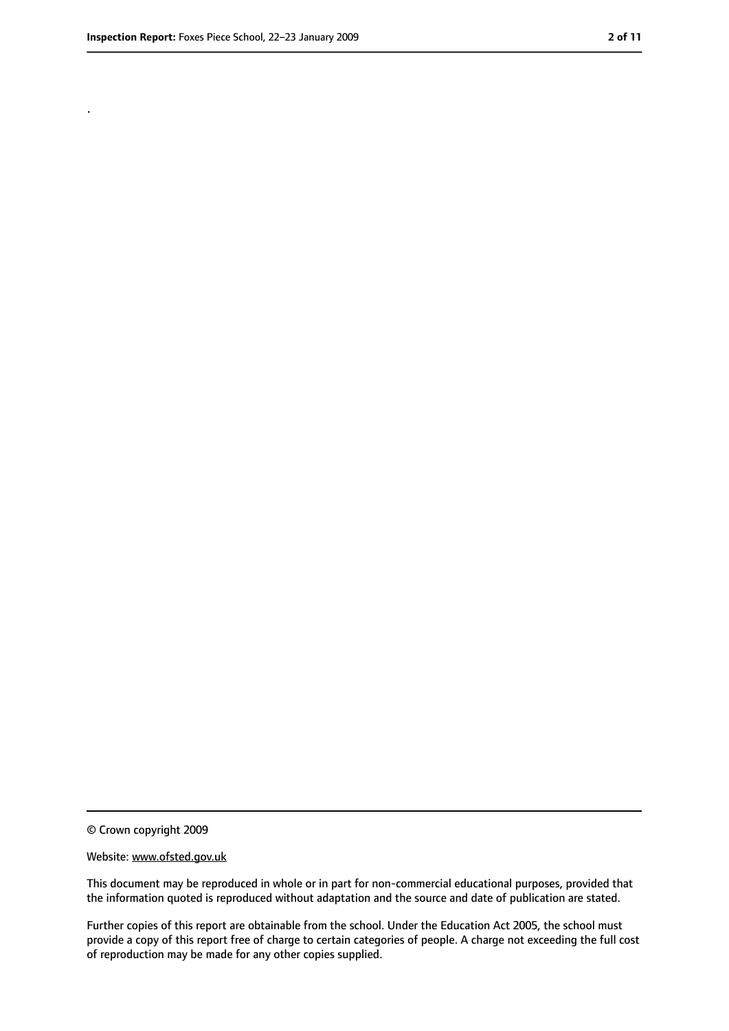.

© Crown copyright 2009

Website: www.ofsted.gov.uk

This document may be reproduced in whole or in part for non-commercial educational purposes, provided that the information quoted is reproduced without adaptation and the source and date of publication are stated.

Further copies of this report are obtainable from the school. Under the Education Act 2005, the school must provide a copy of this report free of charge to certain categories of people. A charge not exceeding the full cost of reproduction may be made for any other copies supplied.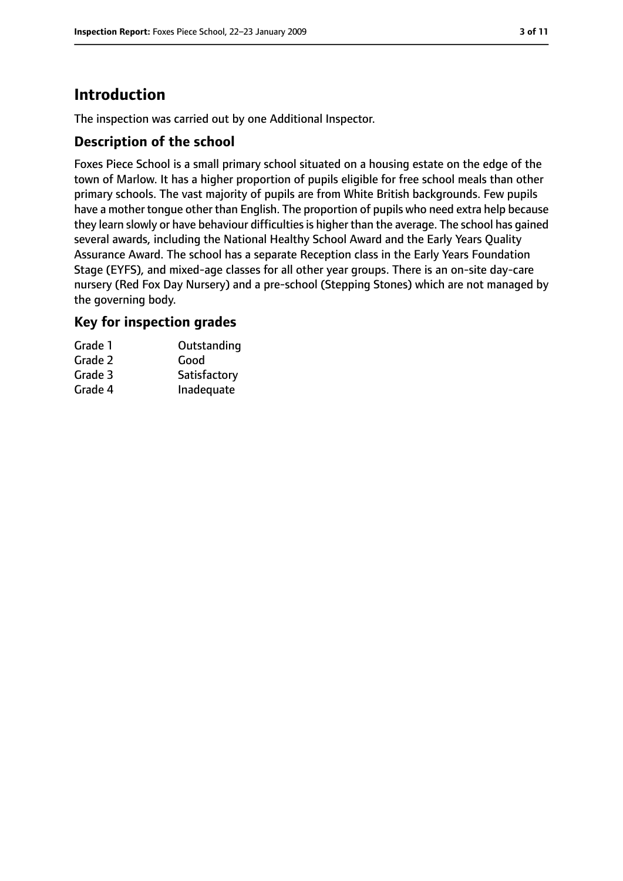# Introduction

The inspection was carried out by one Additional Inspector.

## Description of the school

Foxes Piece School is a small primary school situated on a housing estate on the edge of the town of Marlow. It has a higher proportion of pupils eligible for free school meals than other primary schools. The vast majority of pupils are from White British backgrounds. Few pupils have a mother tongue other than English. The proportion of pupils who need extra help because they learn slowly or have behaviour difficulties is higher than the average. The school has gained several awards, including the National Healthy School Award and the Early Years Quality Assurance Award. The school has a separate Reception class in the Early Years Foundation Stage (EYFS), and mixed-age classes for all other year groups. There is an on-site day-care nursery (Red Fox Day Nursery) and a pre-school (Stepping Stones) which are not managed by the governing body.

## Key for inspection grades

| | |
|---|---|
| Grade 1 | Outstanding |
| Grade 2 | Good |
| Grade 3 | Satisfactory |
| Grade 4 | Inadequate |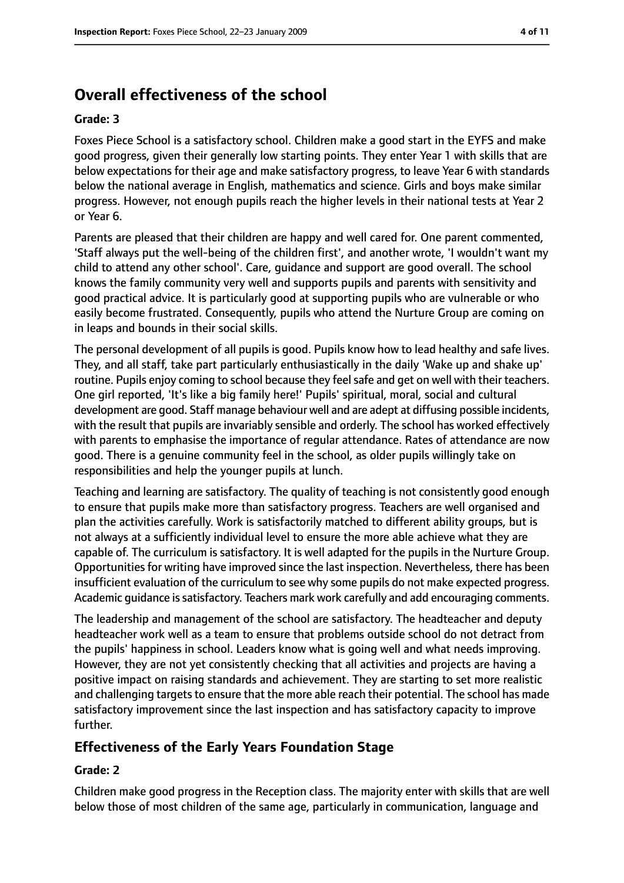## Overall effectiveness of the school

### Grade: 3

Foxes Piece School is a satisfactory school. Children make a good start in the EYFS and make good progress, given their generally low starting points. They enter Year 1 with skills that are below expectations for their age and make satisfactory progress, to leave Year 6 with standards below the national average in English, mathematics and science. Girls and boys make similar progress. However, not enough pupils reach the higher levels in their national tests at Year 2 or Year 6.

Parents are pleased that their children are happy and well cared for. One parent commented, 'Staff always put the well-being of the children first', and another wrote, 'I wouldn't want my child to attend any other school'. Care, guidance and support are good overall. The school knows the family community very well and supports pupils and parents with sensitivity and good practical advice. It is particularly good at supporting pupils who are vulnerable or who easily become frustrated. Consequently, pupils who attend the Nurture Group are coming on in leaps and bounds in their social skills.

The personal development of all pupils is good. Pupils know how to lead healthy and safe lives. They, and all staff, take part particularly enthusiastically in the daily 'Wake up and shake up' routine. Pupils enjoy coming to school because they feel safe and get on well with their teachers. One girl reported, 'It's like a big family here!' Pupils' spiritual, moral, social and cultural development are good. Staff manage behaviour well and are adept at diffusing possible incidents, with the result that pupils are invariably sensible and orderly. The school has worked effectively with parents to emphasise the importance of regular attendance. Rates of attendance are now good. There is a genuine community feel in the school, as older pupils willingly take on responsibilities and help the younger pupils at lunch.

Teaching and learning are satisfactory. The quality of teaching is not consistently good enough to ensure that pupils make more than satisfactory progress. Teachers are well organised and plan the activities carefully. Work is satisfactorily matched to different ability groups, but is not always at a sufficiently individual level to ensure the more able achieve what they are capable of. The curriculum is satisfactory. It is well adapted for the pupils in the Nurture Group. Opportunities for writing have improved since the last inspection. Nevertheless, there has been insufficient evaluation of the curriculum to see why some pupils do not make expected progress. Academic guidance is satisfactory. Teachers mark work carefully and add encouraging comments.

The leadership and management of the school are satisfactory. The headteacher and deputy headteacher work well as a team to ensure that problems outside school do not detract from the pupils' happiness in school. Leaders know what is going well and what needs improving. However, they are not yet consistently checking that all activities and projects are having a positive impact on raising standards and achievement. They are starting to set more realistic and challenging targets to ensure that the more able reach their potential. The school has made satisfactory improvement since the last inspection and has satisfactory capacity to improve further.

## Effectiveness of the Early Years Foundation Stage

### Grade: 2

Children make good progress in the Reception class. The majority enter with skills that are well below those of most children of the same age, particularly in communication, language and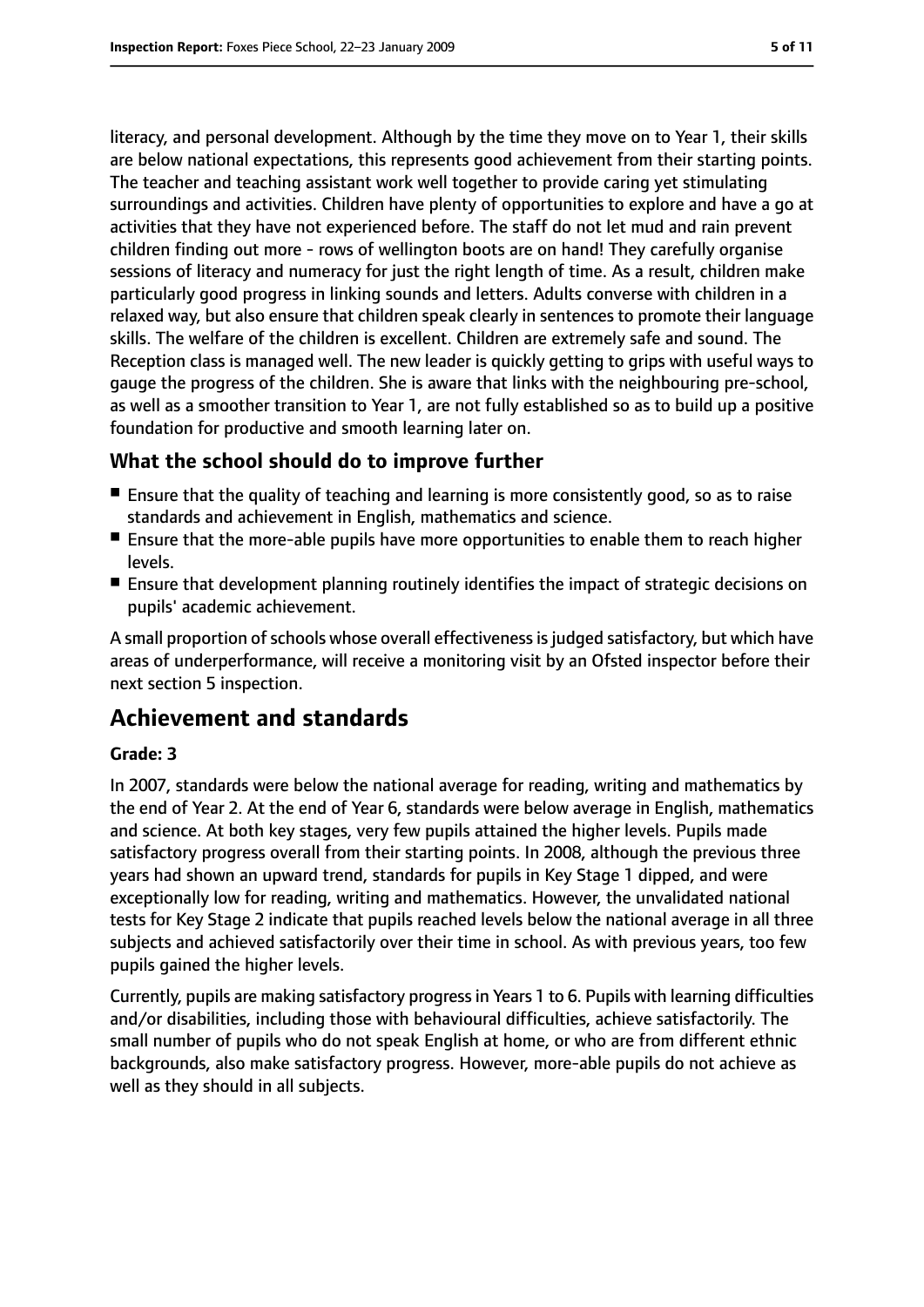literacy, and personal development. Although by the time they move on to Year 1, their skills are below national expectations, this represents good achievement from their starting points. The teacher and teaching assistant work well together to provide caring yet stimulating surroundings and activities. Children have plenty of opportunities to explore and have a go at activities that they have not experienced before. The staff do not let mud and rain prevent children finding out more - rows of wellington boots are on hand! They carefully organise sessions of literacy and numeracy for just the right length of time. As a result, children make particularly good progress in linking sounds and letters. Adults converse with children in a relaxed way, but also ensure that children speak clearly in sentences to promote their language skills. The welfare of the children is excellent. Children are extremely safe and sound. The Reception class is managed well. The new leader is quickly getting to grips with useful ways to gauge the progress of the children. She is aware that links with the neighbouring pre-school, as well as a smoother transition to Year 1, are not fully established so as to build up a positive foundation for productive and smooth learning later on.

## What the school should do to improve further

- Ensure that the quality of teaching and learning is more consistently good, so as to raise standards and achievement in English, mathematics and science.
- Ensure that the more-able pupils have more opportunities to enable them to reach higher levels.
- Ensure that development planning routinely identifies the impact of strategic decisions on pupils' academic achievement.

A small proportion of schools whose overall effectiveness is judged satisfactory, but which have areas of underperformance, will receive a monitoring visit by an Ofsted inspector before their next section 5 inspection.

# Achievement and standards

**Grade: 3**

In 2007, standards were below the national average for reading, writing and mathematics by the end of Year 2. At the end of Year 6, standards were below average in English, mathematics and science. At both key stages, very few pupils attained the higher levels. Pupils made satisfactory progress overall from their starting points. In 2008, although the previous three years had shown an upward trend, standards for pupils in Key Stage 1 dipped, and were exceptionally low for reading, writing and mathematics. However, the unvalidated national tests for Key Stage 2 indicate that pupils reached levels below the national average in all three subjects and achieved satisfactorily over their time in school. As with previous years, too few pupils gained the higher levels.

Currently, pupils are making satisfactory progress in Years 1 to 6. Pupils with learning difficulties and/or disabilities, including those with behavioural difficulties, achieve satisfactorily. The small number of pupils who do not speak English at home, or who are from different ethnic backgrounds, also make satisfactory progress. However, more-able pupils do not achieve as well as they should in all subjects.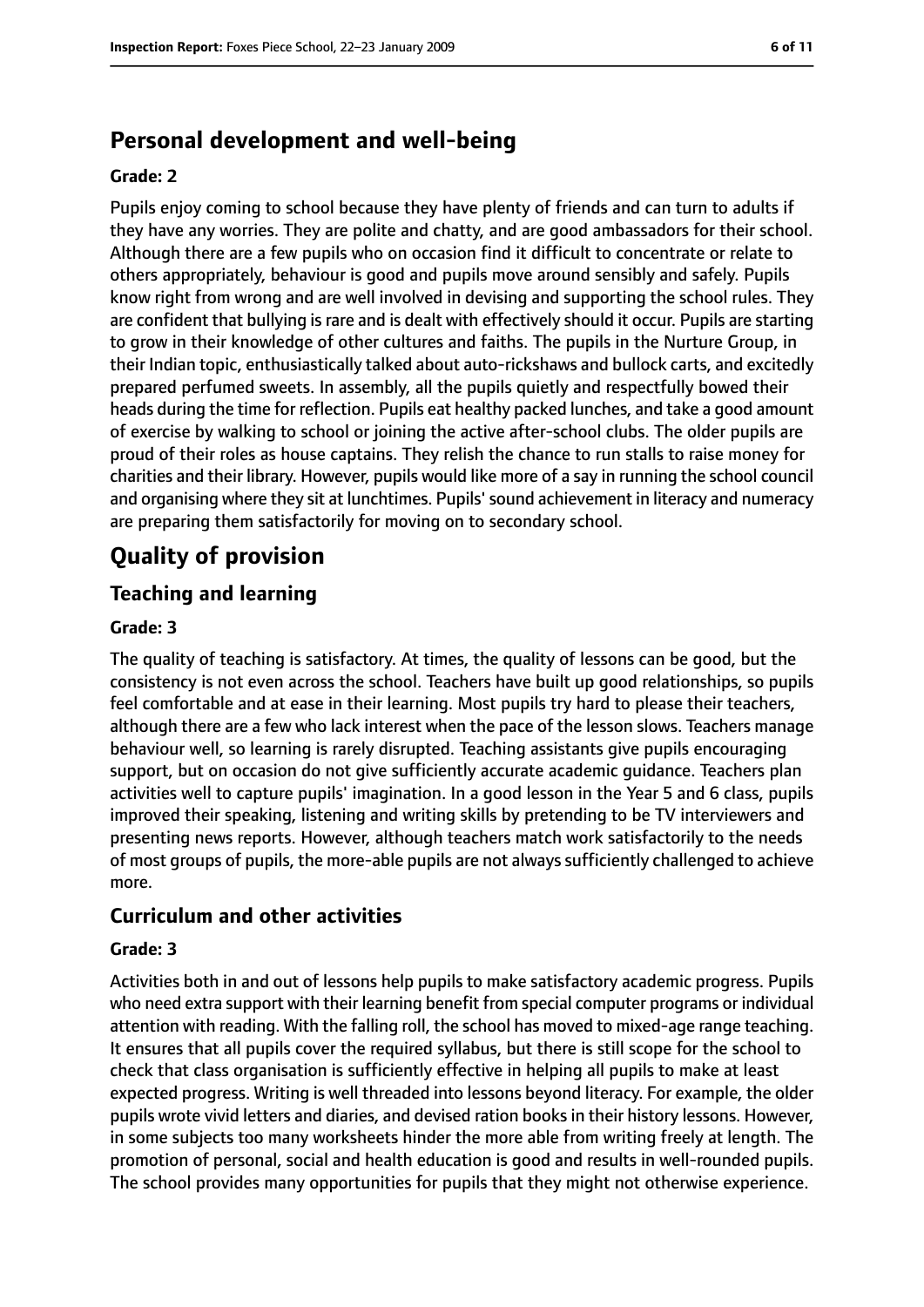## Personal development and well-being

**Grade: 2**

Pupils enjoy coming to school because they have plenty of friends and can turn to adults if they have any worries. They are polite and chatty, and are good ambassadors for their school. Although there are a few pupils who on occasion find it difficult to concentrate or relate to others appropriately, behaviour is good and pupils move around sensibly and safely. Pupils know right from wrong and are well involved in devising and supporting the school rules. They are confident that bullying is rare and is dealt with effectively should it occur. Pupils are starting to grow in their knowledge of other cultures and faiths. The pupils in the Nurture Group, in their Indian topic, enthusiastically talked about auto-rickshaws and bullock carts, and excitedly prepared perfumed sweets. In assembly, all the pupils quietly and respectfully bowed their heads during the time for reflection. Pupils eat healthy packed lunches, and take a good amount of exercise by walking to school or joining the active after-school clubs. The older pupils are proud of their roles as house captains. They relish the chance to run stalls to raise money for charities and their library. However, pupils would like more of a say in running the school council and organising where they sit at lunchtimes. Pupils' sound achievement in literacy and numeracy are preparing them satisfactorily for moving on to secondary school.

# Quality of provision

## Teaching and learning

**Grade: 3**

The quality of teaching is satisfactory. At times, the quality of lessons can be good, but the consistency is not even across the school. Teachers have built up good relationships, so pupils feel comfortable and at ease in their learning. Most pupils try hard to please their teachers, although there are a few who lack interest when the pace of the lesson slows. Teachers manage behaviour well, so learning is rarely disrupted. Teaching assistants give pupils encouraging support, but on occasion do not give sufficiently accurate academic guidance. Teachers plan activities well to capture pupils' imagination. In a good lesson in the Year 5 and 6 class, pupils improved their speaking, listening and writing skills by pretending to be TV interviewers and presenting news reports. However, although teachers match work satisfactorily to the needs of most groups of pupils, the more-able pupils are not always sufficiently challenged to achieve more.

## Curriculum and other activities

**Grade: 3**

Activities both in and out of lessons help pupils to make satisfactory academic progress. Pupils who need extra support with their learning benefit from special computer programs or individual attention with reading. With the falling roll, the school has moved to mixed-age range teaching. It ensures that all pupils cover the required syllabus, but there is still scope for the school to check that class organisation is sufficiently effective in helping all pupils to make at least expected progress. Writing is well threaded into lessons beyond literacy. For example, the older pupils wrote vivid letters and diaries, and devised ration books in their history lessons. However, in some subjects too many worksheets hinder the more able from writing freely at length. The promotion of personal, social and health education is good and results in well-rounded pupils. The school provides many opportunities for pupils that they might not otherwise experience.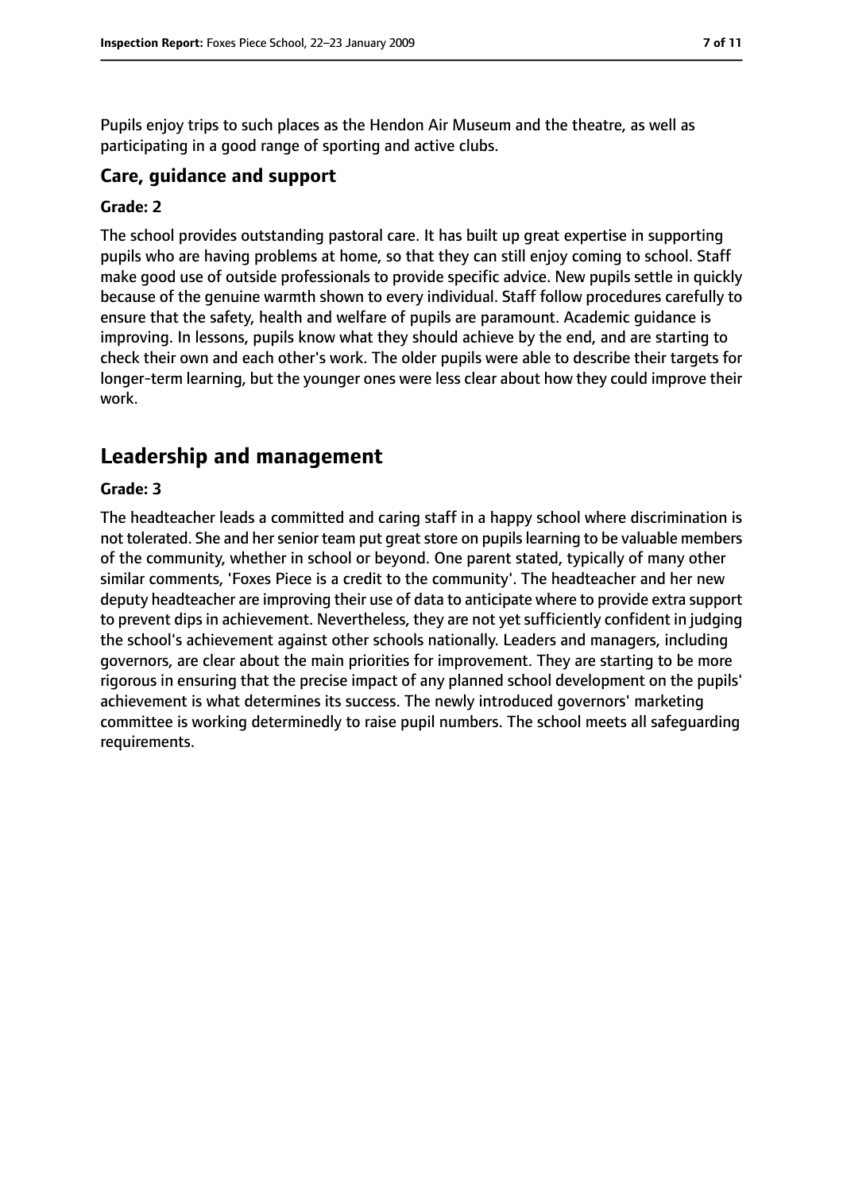Pupils enjoy trips to such places as the Hendon Air Museum and the theatre, as well as participating in a good range of sporting and active clubs.

### Care, guidance and support

#### Grade: 2

The school provides outstanding pastoral care. It has built up great expertise in supporting pupils who are having problems at home, so that they can still enjoy coming to school. Staff make good use of outside professionals to provide specific advice. New pupils settle in quickly because of the genuine warmth shown to every individual. Staff follow procedures carefully to ensure that the safety, health and welfare of pupils are paramount. Academic guidance is improving. In lessons, pupils know what they should achieve by the end, and are starting to check their own and each other's work. The older pupils were able to describe their targets for longer-term learning, but the younger ones were less clear about how they could improve their work.

## Leadership and management

#### Grade: 3

The headteacher leads a committed and caring staff in a happy school where discrimination is not tolerated. She and her senior team put great store on pupils learning to be valuable members of the community, whether in school or beyond. One parent stated, typically of many other similar comments, 'Foxes Piece is a credit to the community'. The headteacher and her new deputy headteacher are improving their use of data to anticipate where to provide extra support to prevent dips in achievement. Nevertheless, they are not yet sufficiently confident in judging the school's achievement against other schools nationally. Leaders and managers, including governors, are clear about the main priorities for improvement. They are starting to be more rigorous in ensuring that the precise impact of any planned school development on the pupils' achievement is what determines its success. The newly introduced governors' marketing committee is working determinedly to raise pupil numbers. The school meets all safeguarding requirements.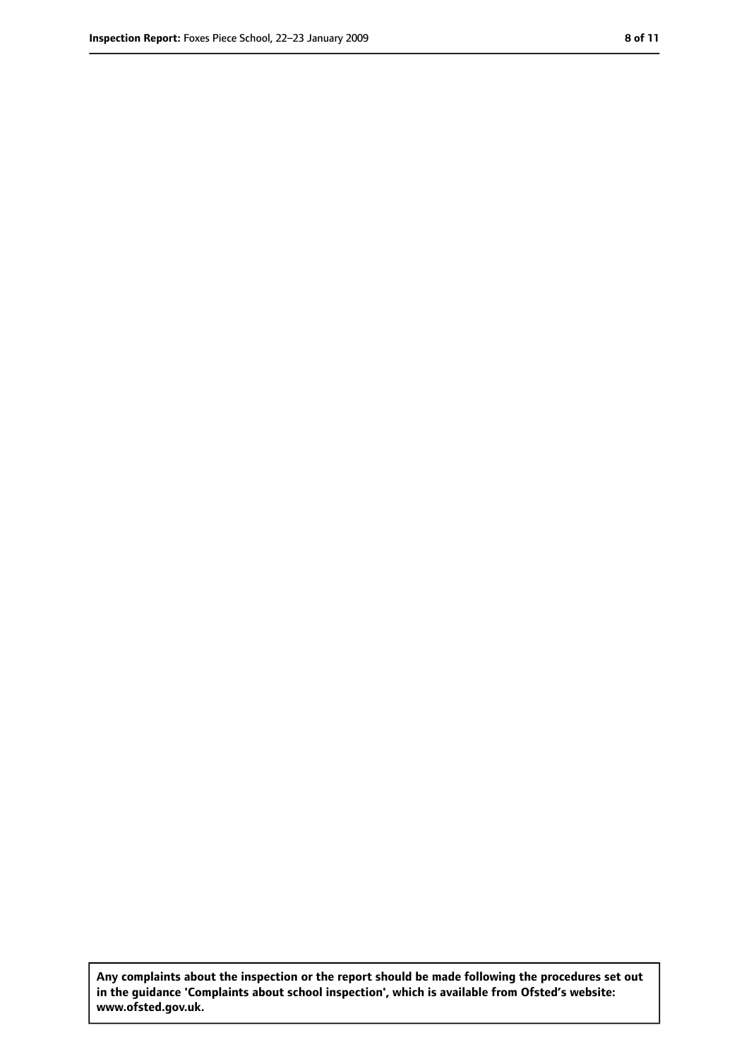**Any complaints about the inspection or the report should be made following the procedures set out in the guidance 'Complaints about school inspection', which is available from Ofsted's website: www.ofsted.gov.uk.**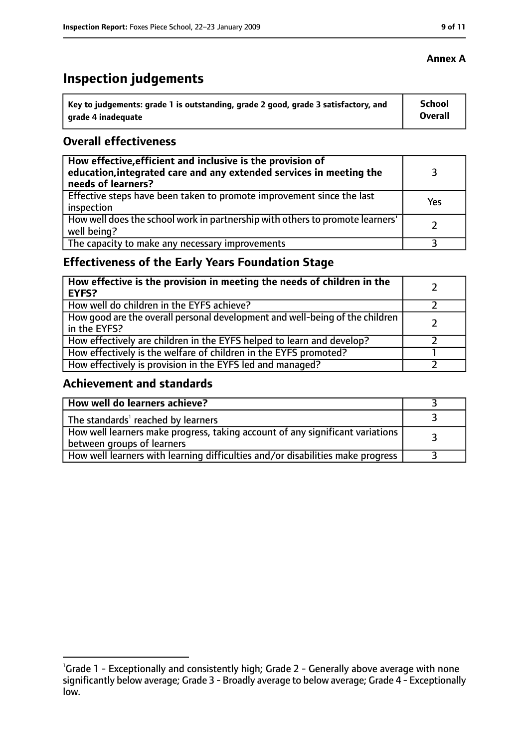**Annex A**

# Inspection judgements

| Key to judgements: grade 1 is outstanding, grade 2 good, grade 3 satisfactory, and grade 4 inadequate | School Overall |
|---|---|

## Overall effectiveness

| | |
|---|---|
| **How effective, efficient and inclusive is the provision of education, integrated care and any extended services in meeting the needs of learners?** | 3 |
| Effective steps have been taken to promote improvement since the last inspection | Yes |
| How well does the school work in partnership with others to promote learners' well being? | 2 |
| The capacity to make any necessary improvements | 3 |

## Effectiveness of the Early Years Foundation Stage

| | |
|---|---|
| **How effective is the provision in meeting the needs of children in the EYFS?** | 2 |
| How well do children in the EYFS achieve? | 2 |
| How good are the overall personal development and well-being of the children in the EYFS? | 2 |
| How effectively are children in the EYFS helped to learn and develop? | 2 |
| How effectively is the welfare of children in the EYFS promoted? | 1 |
| How effectively is provision in the EYFS led and managed? | 2 |

## Achievement and standards

| | |
|---|---|
| **How well do learners achieve?** | 3 |
| The standards[1] reached by learners | 3 |
| How well learners make progress, taking account of any significant variations between groups of learners | 3 |
| How well learners with learning difficulties and/or disabilities make progress | 3 |

[1]Grade 1 - Exceptionally and consistently high; Grade 2 - Generally above average with none significantly below average; Grade 3 - Broadly average to below average; Grade 4 - Exceptionally low.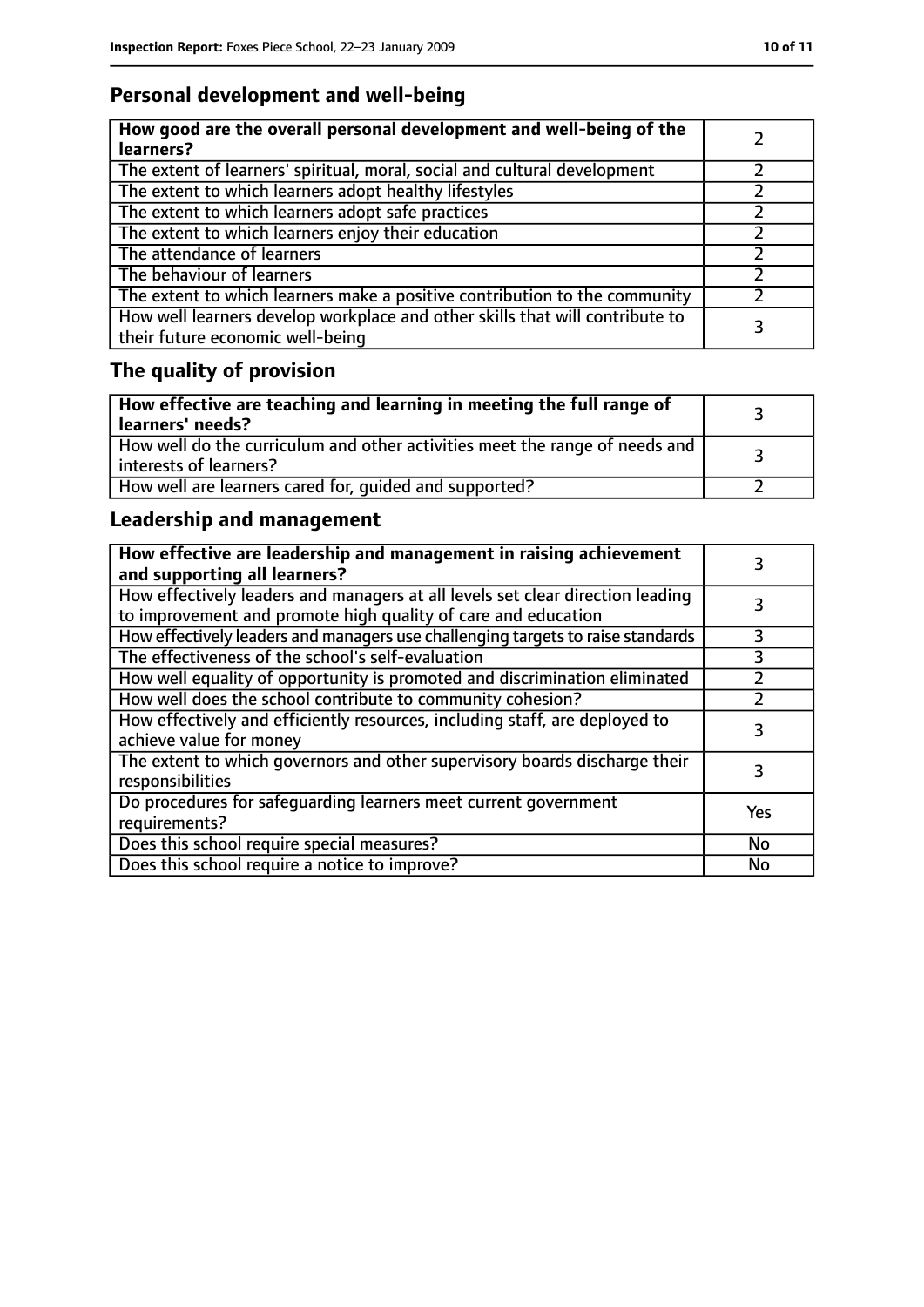## Personal development and well-being

| **How good are the overall personal development and well-being of the learners?** | 2 |
|---|---|
| The extent of learners' spiritual, moral, social and cultural development | 2 |
| The extent to which learners adopt healthy lifestyles | 2 |
| The extent to which learners adopt safe practices | 2 |
| The extent to which learners enjoy their education | 2 |
| The attendance of learners | 2 |
| The behaviour of learners | 2 |
| The extent to which learners make a positive contribution to the community | 2 |
| How well learners develop workplace and other skills that will contribute to their future economic well-being | 3 |

## The quality of provision

| **How effective are teaching and learning in meeting the full range of learners' needs?** | 3 |
|---|---|
| How well do the curriculum and other activities meet the range of needs and interests of learners? | 3 |
| How well are learners cared for, guided and supported? | 2 |

## Leadership and management

| **How effective are leadership and management in raising achievement and supporting all learners?** | 3 |
|---|---|
| How effectively leaders and managers at all levels set clear direction leading to improvement and promote high quality of care and education | 3 |
| How effectively leaders and managers use challenging targets to raise standards | 3 |
| The effectiveness of the school's self-evaluation | 3 |
| How well equality of opportunity is promoted and discrimination eliminated | 2 |
| How well does the school contribute to community cohesion? | 2 |
| How effectively and efficiently resources, including staff, are deployed to achieve value for money | 3 |
| The extent to which governors and other supervisory boards discharge their responsibilities | 3 |
| Do procedures for safeguarding learners meet current government requirements? | Yes |
| Does this school require special measures? | No |
| Does this school require a notice to improve? | No |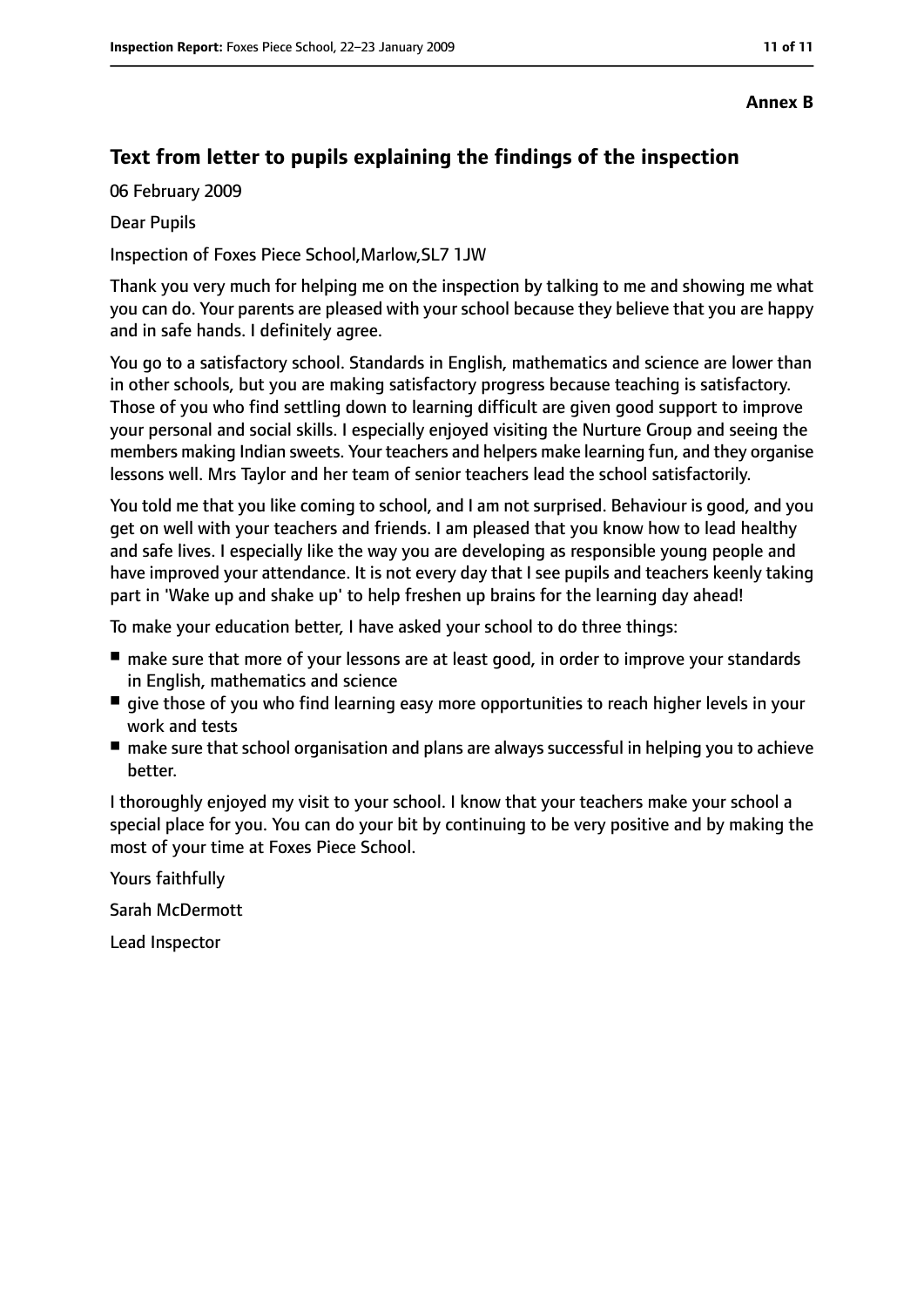**Annex B**

## Text from letter to pupils explaining the findings of the inspection

06 February 2009

Dear Pupils

Inspection of Foxes Piece School,Marlow,SL7 1JW

Thank you very much for helping me on the inspection by talking to me and showing me what you can do. Your parents are pleased with your school because they believe that you are happy and in safe hands. I definitely agree.

You go to a satisfactory school. Standards in English, mathematics and science are lower than in other schools, but you are making satisfactory progress because teaching is satisfactory. Those of you who find settling down to learning difficult are given good support to improve your personal and social skills. I especially enjoyed visiting the Nurture Group and seeing the members making Indian sweets. Your teachers and helpers make learning fun, and they organise lessons well. Mrs Taylor and her team of senior teachers lead the school satisfactorily.

You told me that you like coming to school, and I am not surprised. Behaviour is good, and you get on well with your teachers and friends. I am pleased that you know how to lead healthy and safe lives. I especially like the way you are developing as responsible young people and have improved your attendance. It is not every day that I see pupils and teachers keenly taking part in 'Wake up and shake up' to help freshen up brains for the learning day ahead!

To make your education better, I have asked your school to do three things:

- make sure that more of your lessons are at least good, in order to improve your standards in English, mathematics and science
- give those of you who find learning easy more opportunities to reach higher levels in your work and tests
- make sure that school organisation and plans are always successful in helping you to achieve better.

I thoroughly enjoyed my visit to your school. I know that your teachers make your school a special place for you. You can do your bit by continuing to be very positive and by making the most of your time at Foxes Piece School.

Yours faithfully

Sarah McDermott

Lead Inspector